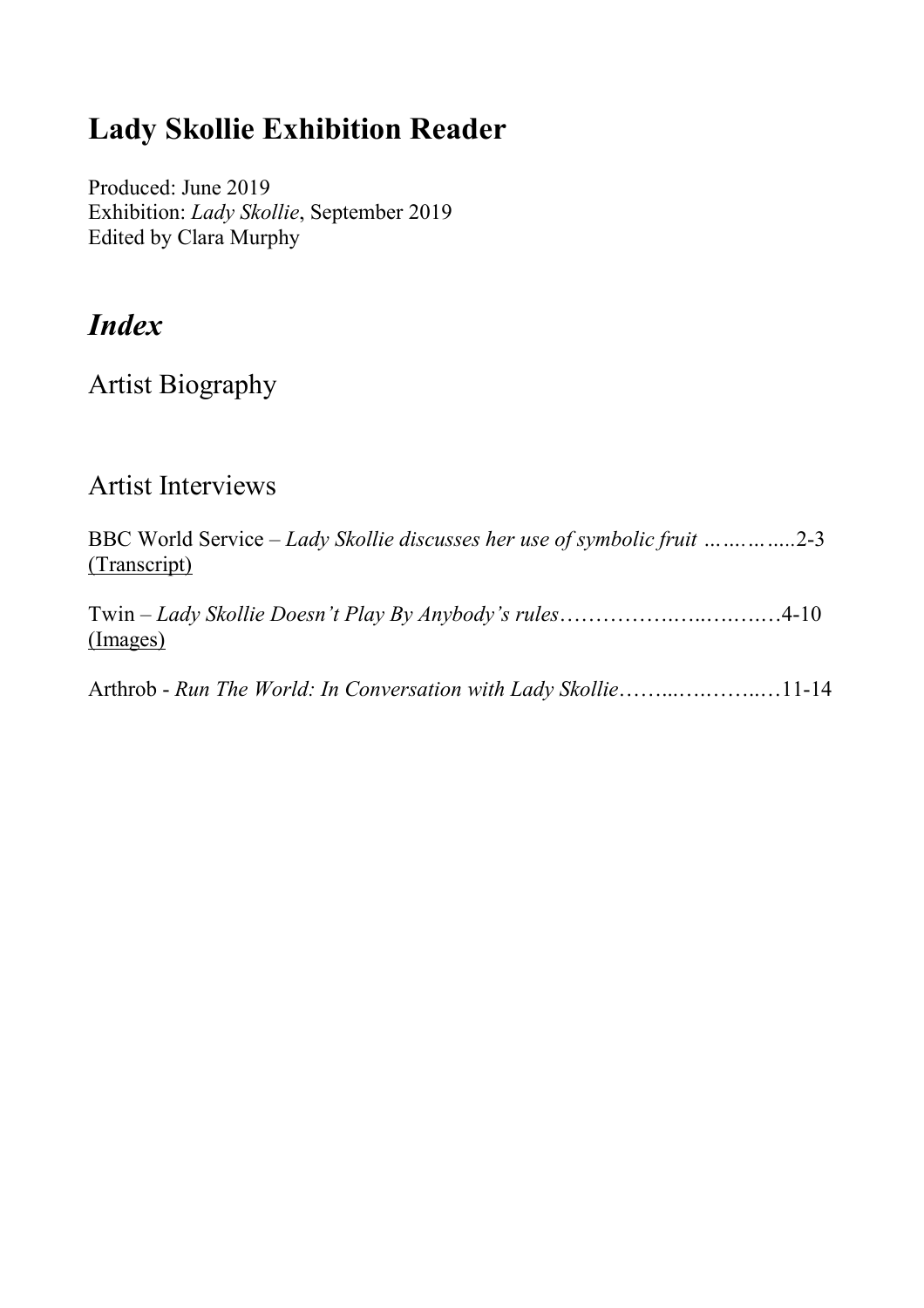# Lady Skollie Exhibition Reader

Produced: June 2019
Exhibition: *Lady Skollie*, September 2019
Edited by Clara Murphy

## *Index*

### Artist Biography

### Artist Interviews

BBC World Service – *Lady Skollie discusses her use of symbolic fruit* ……..……....2-3
(Transcript)

Twin – *Lady Skollie Doesn't Play By Anybody's rules*……………..…..….….…4-10
(Images)

Arthrob - *Run The World: In Conversation with Lady Skollie*……...…..……..…11-14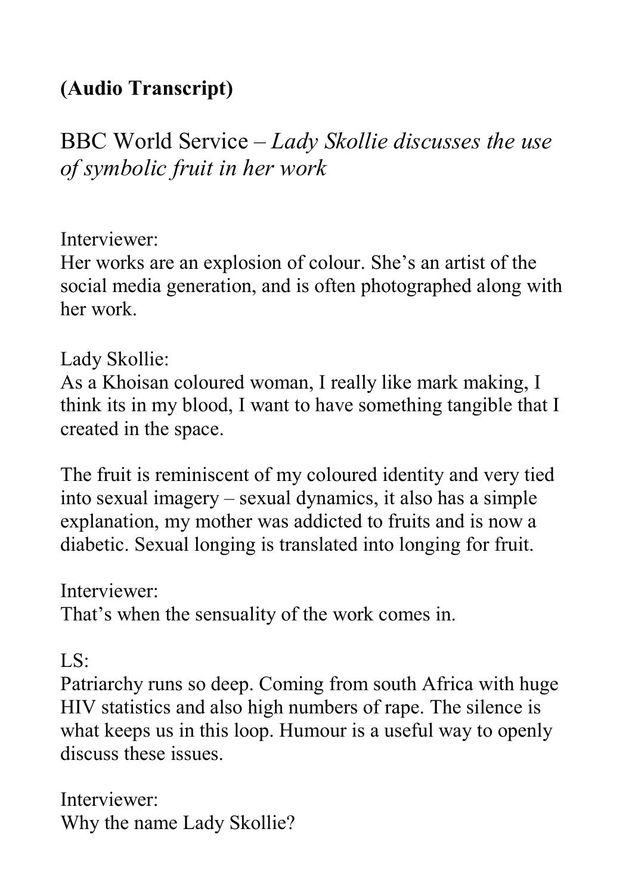**(Audio Transcript)**

BBC World Service – *Lady Skollie discusses the use of symbolic fruit in her work*

Interviewer:
Her works are an explosion of colour. She's an artist of the social media generation, and is often photographed along with her work.

Lady Skollie:
As a Khoisan coloured woman, I really like mark making, I think its in my blood, I want to have something tangible that I created in the space.

The fruit is reminiscent of my coloured identity and very tied into sexual imagery – sexual dynamics, it also has a simple explanation, my mother was addicted to fruits and is now a diabetic. Sexual longing is translated into longing for fruit.

Interviewer:
That's when the sensuality of the work comes in.

LS:
Patriarchy runs so deep. Coming from south Africa with huge HIV statistics and also high numbers of rape. The silence is what keeps us in this loop. Humour is a useful way to openly discuss these issues.

Interviewer:
Why the name Lady Skollie?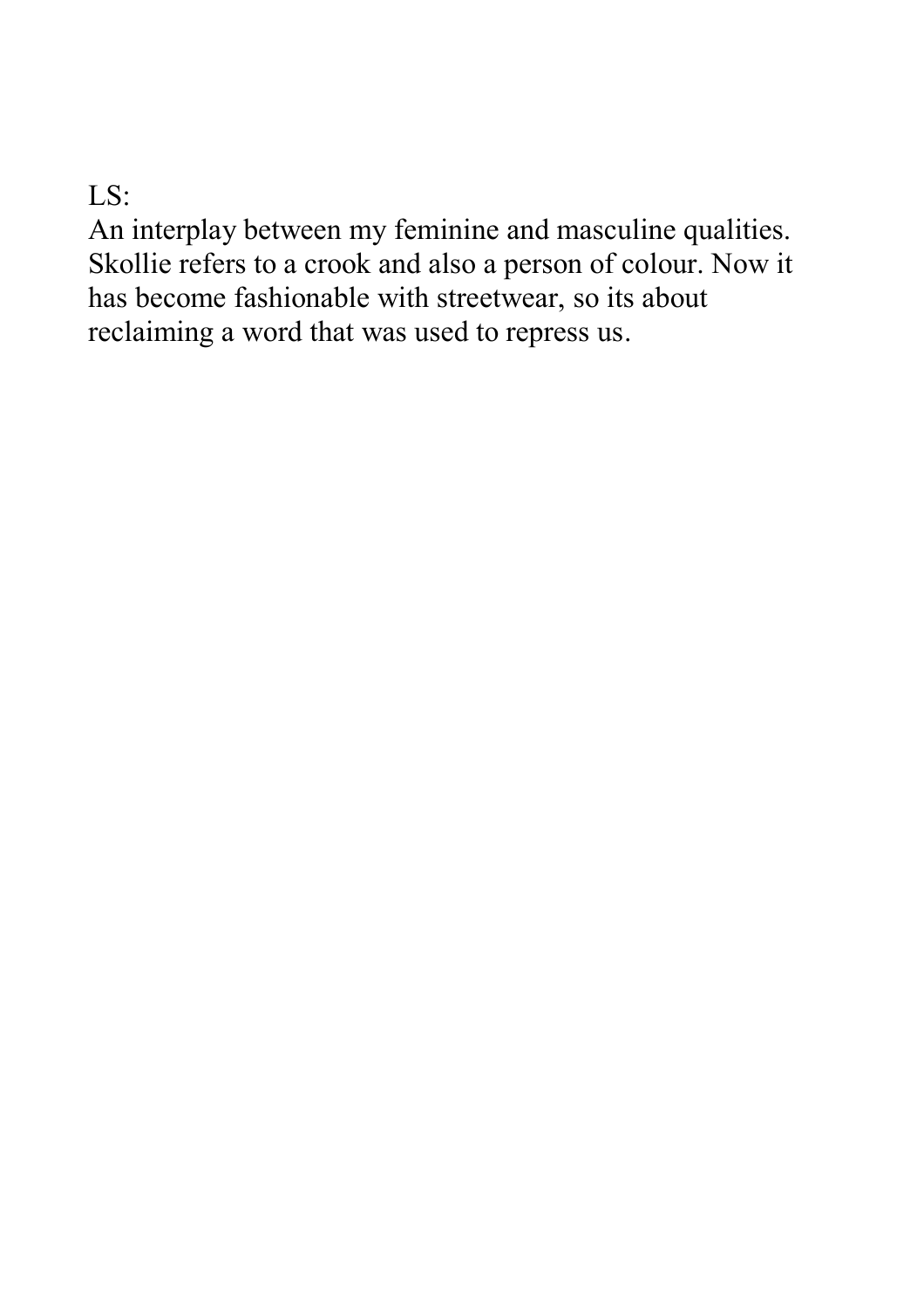LS:
An interplay between my feminine and masculine qualities. Skollie refers to a crook and also a person of colour. Now it has become fashionable with streetwear, so its about reclaiming a word that was used to repress us.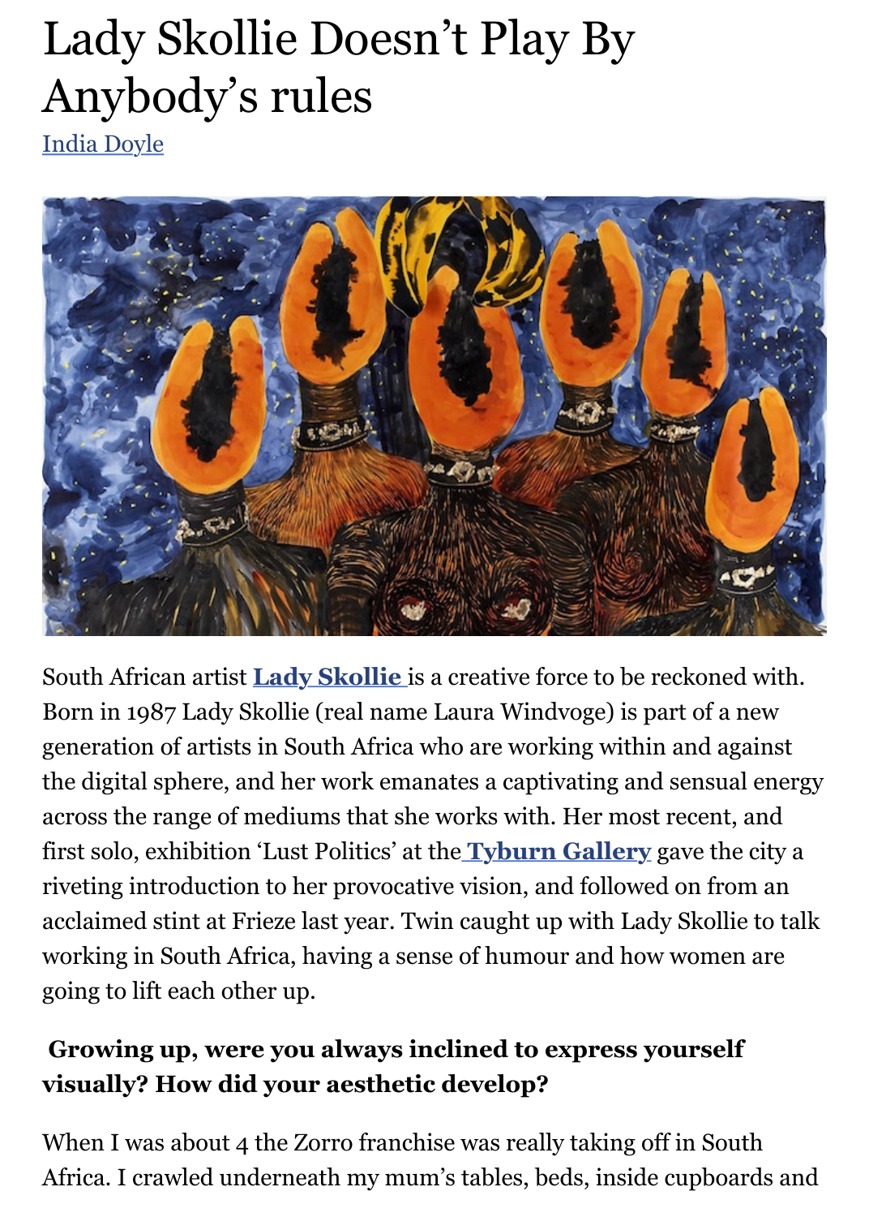# Lady Skollie Doesn't Play By Anybody's rules

India Doyle

South African artist **Lady Skollie** is a creative force to be reckoned with. Born in 1987 Lady Skollie (real name Laura Windvoge) is part of a new generation of artists in South Africa who are working within and against the digital sphere, and her work emanates a captivating and sensual energy across the range of mediums that she works with. Her most recent, and first solo, exhibition 'Lust Politics' at the **Tyburn Gallery** gave the city a riveting introduction to her provocative vision, and followed on from an acclaimed stint at Frieze last year. Twin caught up with Lady Skollie to talk working in South Africa, having a sense of humour and how women are going to lift each other up.

**Growing up, were you always inclined to express yourself visually? How did your aesthetic develop?**

When I was about 4 the Zorro franchise was really taking off in South Africa. I crawled underneath my mum's tables, beds, inside cupboards and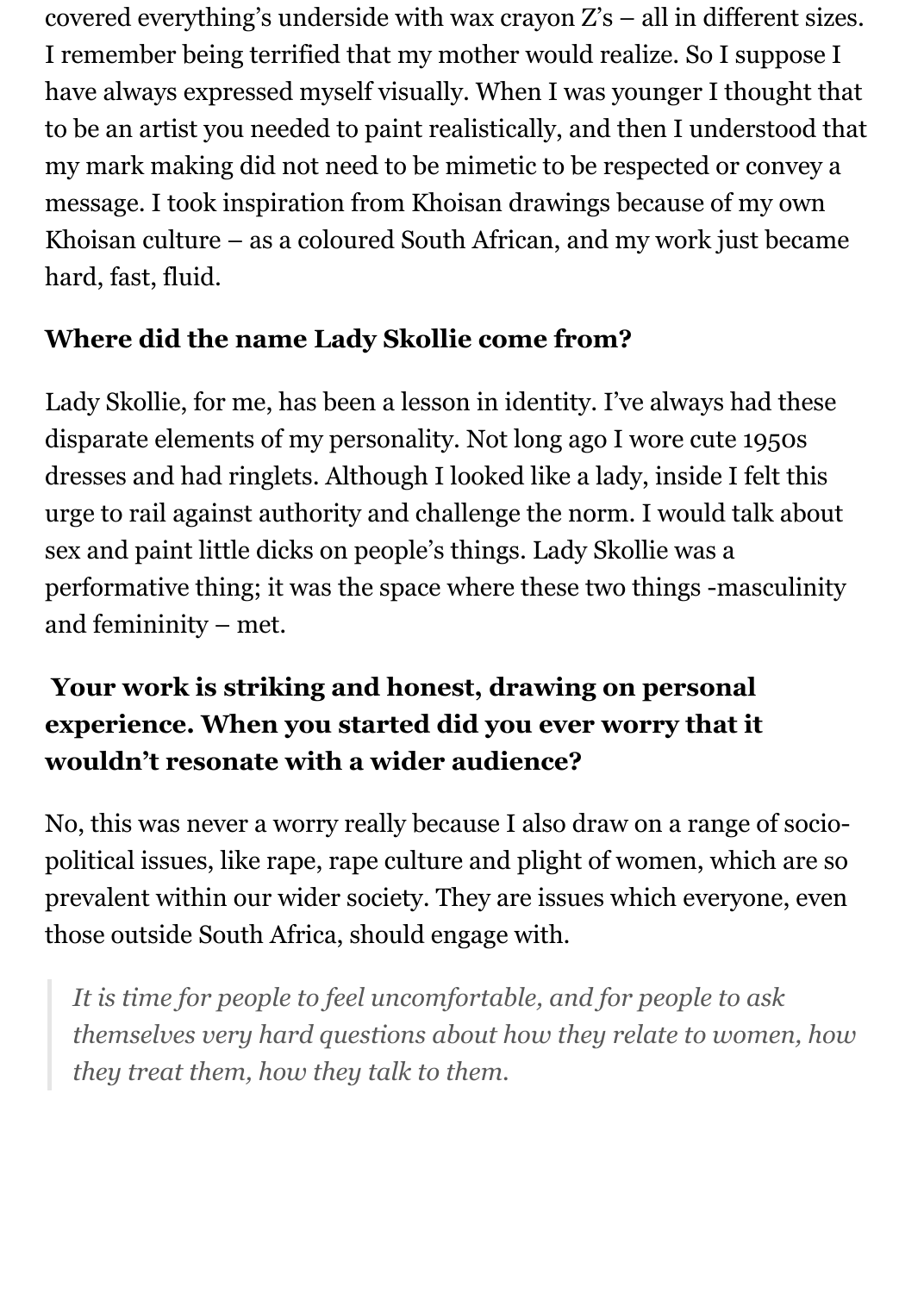covered everything's underside with wax crayon Z's – all in different sizes. I remember being terrified that my mother would realize. So I suppose I have always expressed myself visually. When I was younger I thought that to be an artist you needed to paint realistically, and then I understood that my mark making did not need to be mimetic to be respected or convey a message. I took inspiration from Khoisan drawings because of my own Khoisan culture – as a coloured South African, and my work just became hard, fast, fluid.

**Where did the name Lady Skollie come from?**

Lady Skollie, for me, has been a lesson in identity. I've always had these disparate elements of my personality. Not long ago I wore cute 1950s dresses and had ringlets. Although I looked like a lady, inside I felt this urge to rail against authority and challenge the norm. I would talk about sex and paint little dicks on people's things. Lady Skollie was a performative thing; it was the space where these two things -masculinity and femininity – met.

**Your work is striking and honest, drawing on personal experience. When you started did you ever worry that it wouldn't resonate with a wider audience?**

No, this was never a worry really because I also draw on a range of socio-political issues, like rape, rape culture and plight of women, which are so prevalent within our wider society. They are issues which everyone, even those outside South Africa, should engage with.

> *It is time for people to feel uncomfortable, and for people to ask themselves very hard questions about how they relate to women, how they treat them, how they talk to them.*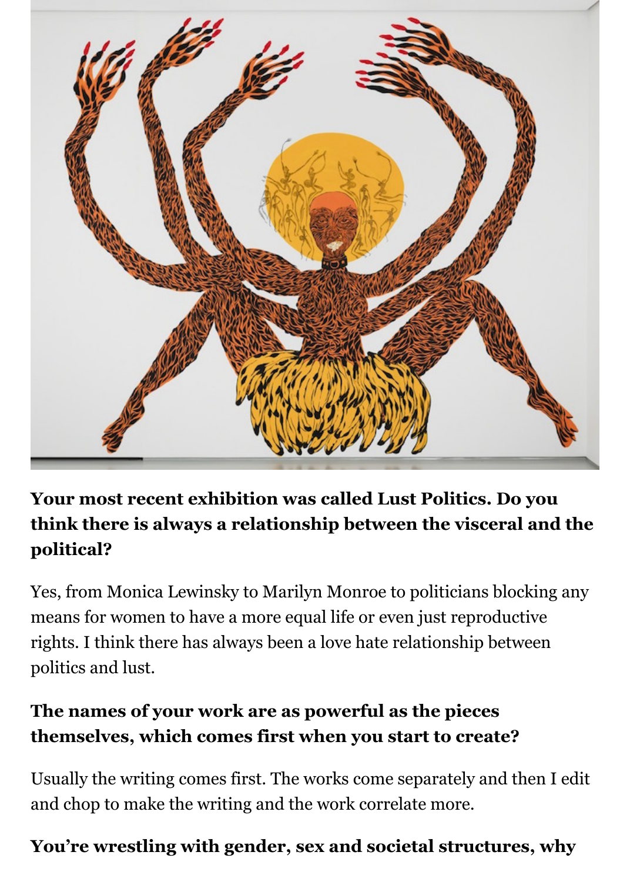**Your most recent exhibition was called Lust Politics. Do you think there is always a relationship between the visceral and the political?**

Yes, from Monica Lewinsky to Marilyn Monroe to politicians blocking any means for women to have a more equal life or even just reproductive rights. I think there has always been a love hate relationship between politics and lust.

**The names of your work are as powerful as the pieces themselves, which comes first when you start to create?**

Usually the writing comes first. The works come separately and then I edit and chop to make the writing and the work correlate more.

**You're wrestling with gender, sex and societal structures, why**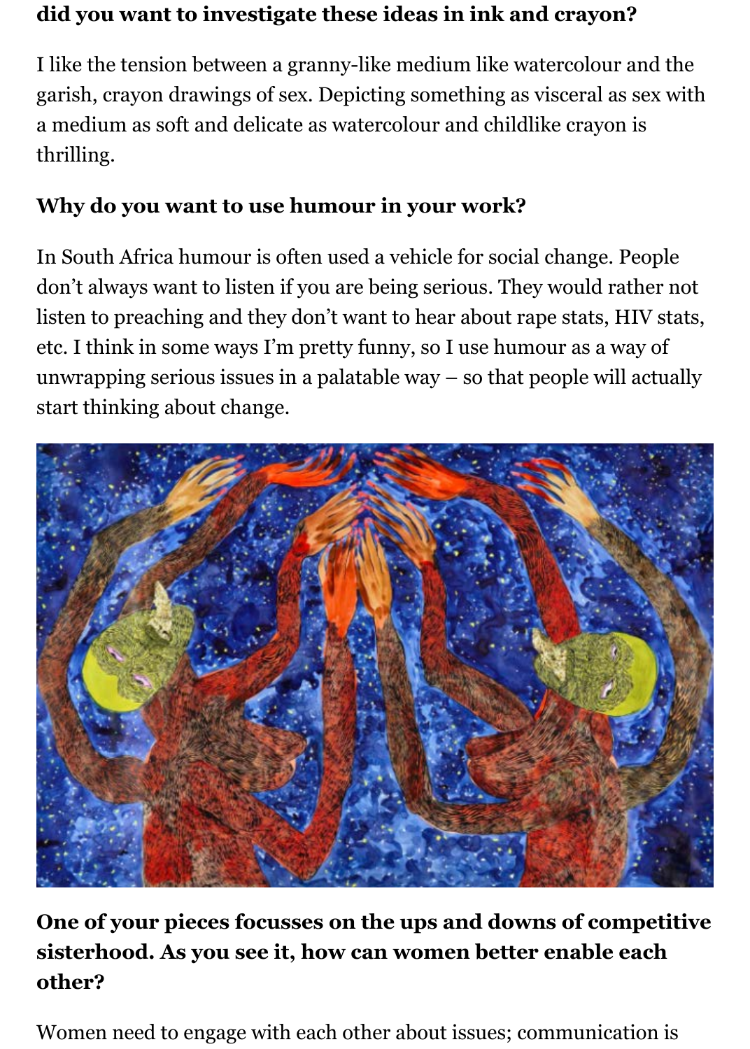**did you want to investigate these ideas in ink and crayon?**

I like the tension between a granny-like medium like watercolour and the garish, crayon drawings of sex. Depicting something as visceral as sex with a medium as soft and delicate as watercolour and childlike crayon is thrilling.

**Why do you want to use humour in your work?**

In South Africa humour is often used a vehicle for social change. People don't always want to listen if you are being serious. They would rather not listen to preaching and they don't want to hear about rape stats, HIV stats, etc. I think in some ways I'm pretty funny, so I use humour as a way of unwrapping serious issues in a palatable way – so that people will actually start thinking about change.

**One of your pieces focusses on the ups and downs of competitive sisterhood. As you see it, how can women better enable each other?**

Women need to engage with each other about issues; communication is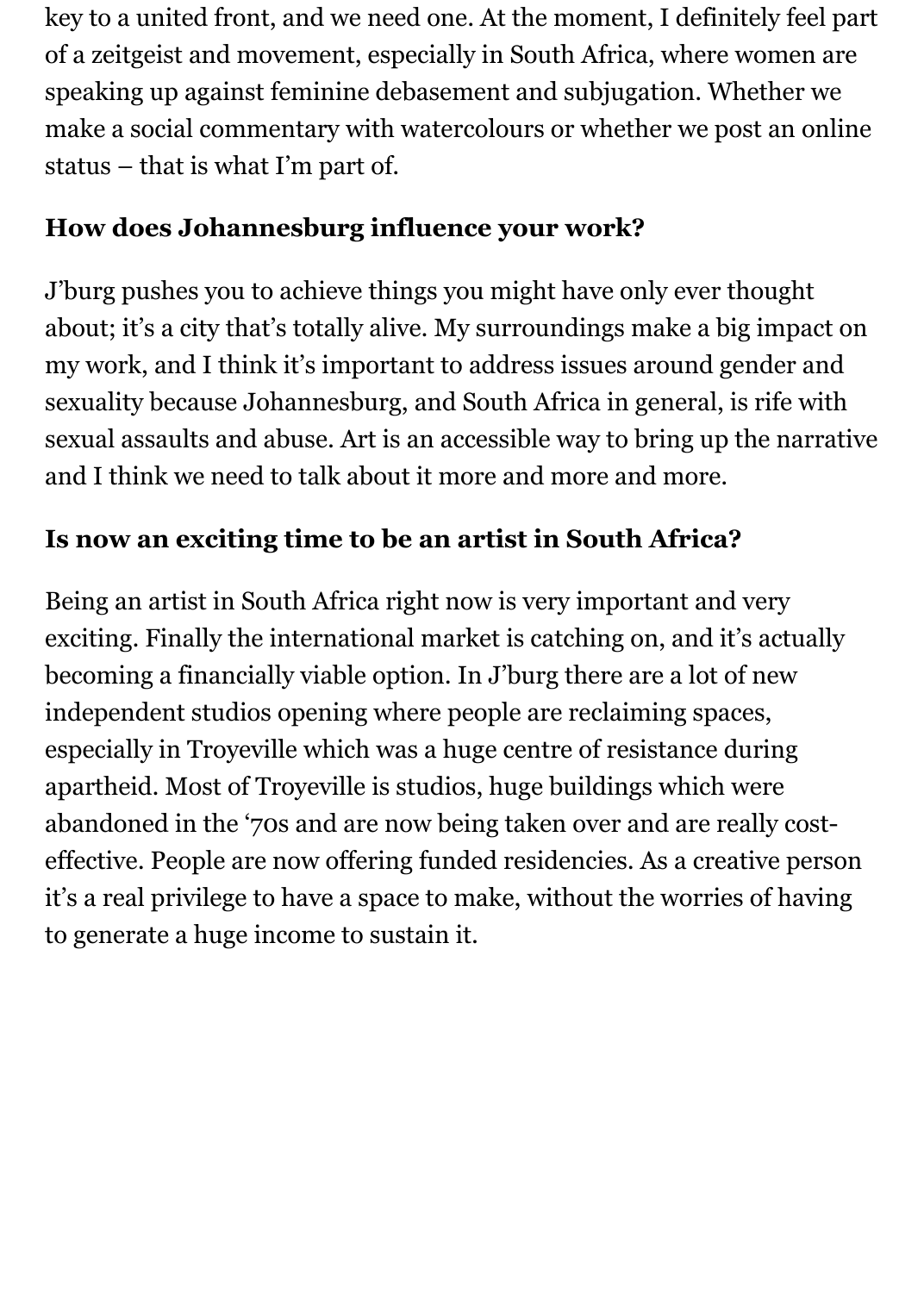key to a united front, and we need one. At the moment, I definitely feel part of a zeitgeist and movement, especially in South Africa, where women are speaking up against feminine debasement and subjugation. Whether we make a social commentary with watercolours or whether we post an online status – that is what I'm part of.

**How does Johannesburg influence your work?**

J'burg pushes you to achieve things you might have only ever thought about; it's a city that's totally alive. My surroundings make a big impact on my work, and I think it's important to address issues around gender and sexuality because Johannesburg, and South Africa in general, is rife with sexual assaults and abuse. Art is an accessible way to bring up the narrative and I think we need to talk about it more and more and more.

**Is now an exciting time to be an artist in South Africa?**

Being an artist in South Africa right now is very important and very exciting. Finally the international market is catching on, and it's actually becoming a financially viable option. In J'burg there are a lot of new independent studios opening where people are reclaiming spaces, especially in Troyeville which was a huge centre of resistance during apartheid. Most of Troyeville is studios, huge buildings which were abandoned in the '70s and are now being taken over and are really cost-effective. People are now offering funded residencies. As a creative person it's a real privilege to have a space to make, without the worries of having to generate a huge income to sustain it.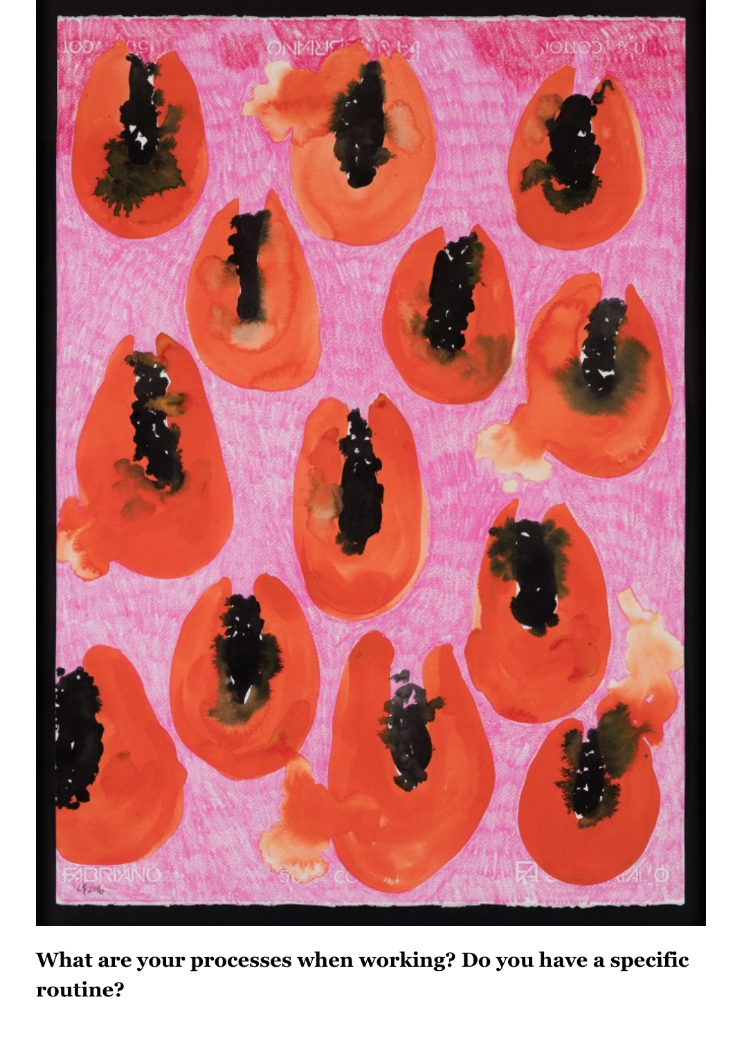**What are your processes when working? Do you have a specific routine?**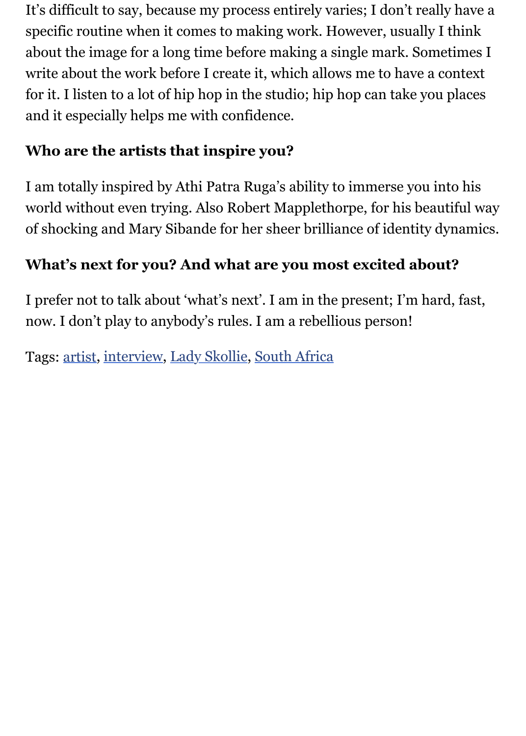It’s difficult to say, because my process entirely varies; I don’t really have a specific routine when it comes to making work. However, usually I think about the image for a long time before making a single mark. Sometimes I write about the work before I create it, which allows me to have a context for it. I listen to a lot of hip hop in the studio; hip hop can take you places and it especially helps me with confidence.

**Who are the artists that inspire you?**

I am totally inspired by Athi Patra Ruga’s ability to immerse you into his world without even trying. Also Robert Mapplethorpe, for his beautiful way of shocking and Mary Sibande for her sheer brilliance of identity dynamics.

**What’s next for you? And what are you most excited about?**

I prefer not to talk about ‘what’s next’. I am in the present; I’m hard, fast, now. I don’t play to anybody’s rules. I am a rebellious person!

Tags: artist, interview, Lady Skollie, South Africa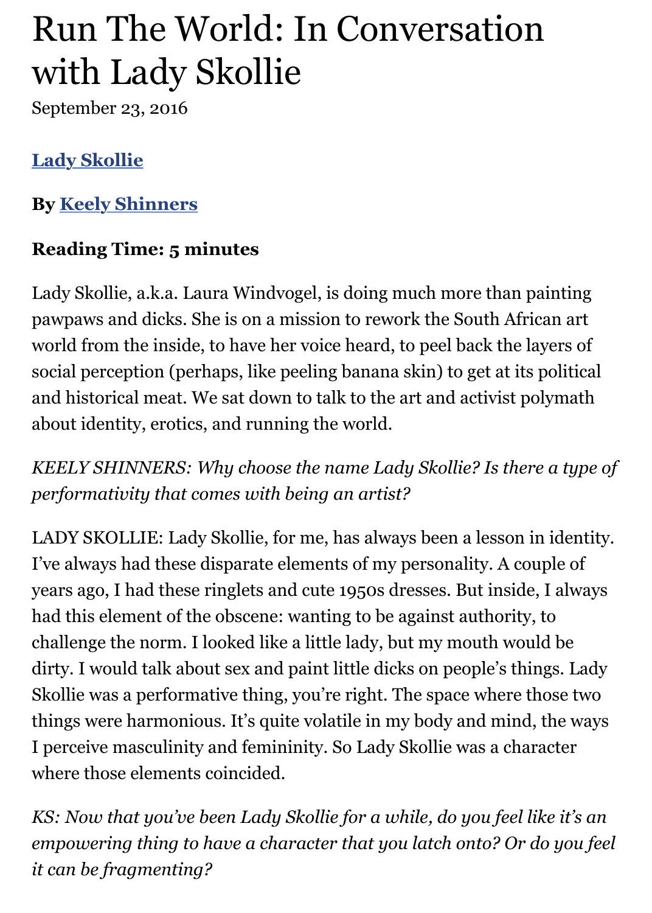# Run The World: In Conversation with Lady Skollie

September 23, 2016

**Lady Skollie**

**By Keely Shinners**

**Reading Time: 5 minutes**

Lady Skollie, a.k.a. Laura Windvogel, is doing much more than painting pawpaws and dicks. She is on a mission to rework the South African art world from the inside, to have her voice heard, to peel back the layers of social perception (perhaps, like peeling banana skin) to get at its political and historical meat. We sat down to talk to the art and activist polymath about identity, erotics, and running the world.

*KEELY SHINNERS: Why choose the name Lady Skollie? Is there a type of performativity that comes with being an artist?*

LADY SKOLLIE: Lady Skollie, for me, has always been a lesson in identity. I've always had these disparate elements of my personality. A couple of years ago, I had these ringlets and cute 1950s dresses. But inside, I always had this element of the obscene: wanting to be against authority, to challenge the norm. I looked like a little lady, but my mouth would be dirty. I would talk about sex and paint little dicks on people's things. Lady Skollie was a performative thing, you're right. The space where those two things were harmonious. It's quite volatile in my body and mind, the ways I perceive masculinity and femininity. So Lady Skollie was a character where those elements coincided.

*KS: Now that you've been Lady Skollie for a while, do you feel like it's an empowering thing to have a character that you latch onto? Or do you feel it can be fragmenting?*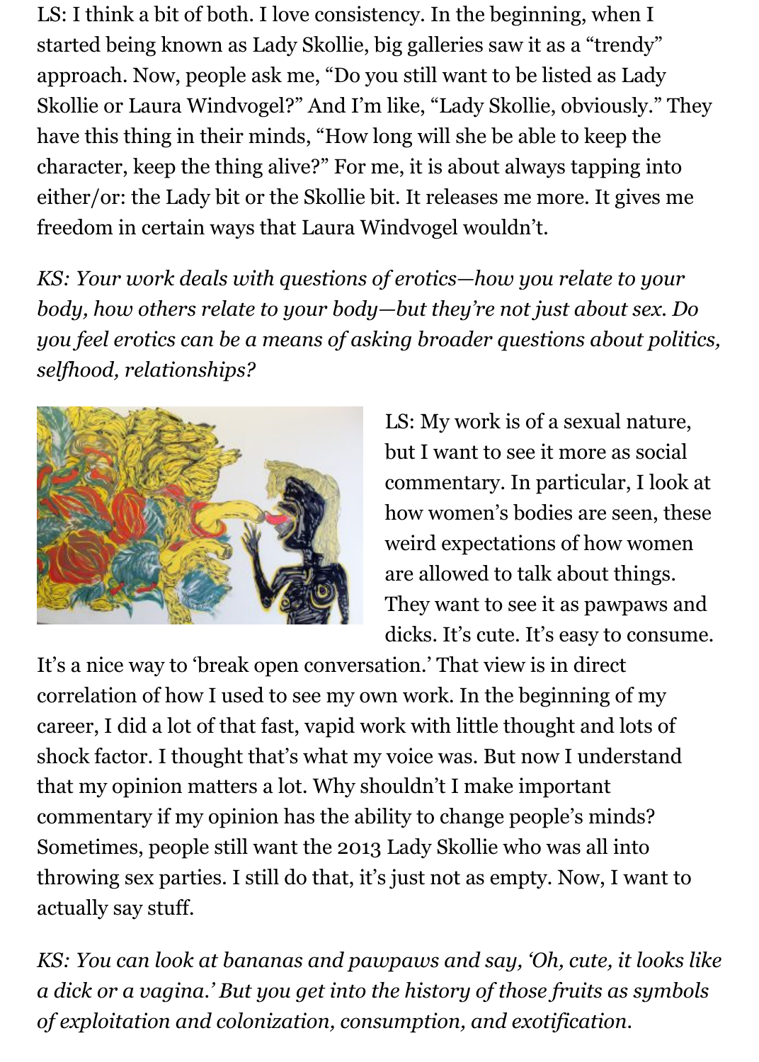LS: I think a bit of both. I love consistency. In the beginning, when I started being known as Lady Skollie, big galleries saw it as a "trendy" approach. Now, people ask me, "Do you still want to be listed as Lady Skollie or Laura Windvogel?" And I'm like, "Lady Skollie, obviously." They have this thing in their minds, "How long will she be able to keep the character, keep the thing alive?" For me, it is about always tapping into either/or: the Lady bit or the Skollie bit. It releases me more. It gives me freedom in certain ways that Laura Windvogel wouldn't.

*KS: Your work deals with questions of erotics—how you relate to your body, how others relate to your body—but they're not just about sex. Do you feel erotics can be a means of asking broader questions about politics, selfhood, relationships?*

LS: My work is of a sexual nature, but I want to see it more as social commentary. In particular, I look at how women's bodies are seen, these weird expectations of how women are allowed to talk about things. They want to see it as pawpaws and dicks. It's cute. It's easy to consume. It's a nice way to 'break open conversation.' That view is in direct correlation of how I used to see my own work. In the beginning of my career, I did a lot of that fast, vapid work with little thought and lots of shock factor. I thought that's what my voice was. But now I understand that my opinion matters a lot. Why shouldn't I make important commentary if my opinion has the ability to change people's minds? Sometimes, people still want the 2013 Lady Skollie who was all into throwing sex parties. I still do that, it's just not as empty. Now, I want to actually say stuff.

*KS: You can look at bananas and pawpaws and say, 'Oh, cute, it looks like a dick or a vagina.' But you get into the history of those fruits as symbols of exploitation and colonization, consumption, and exotification.*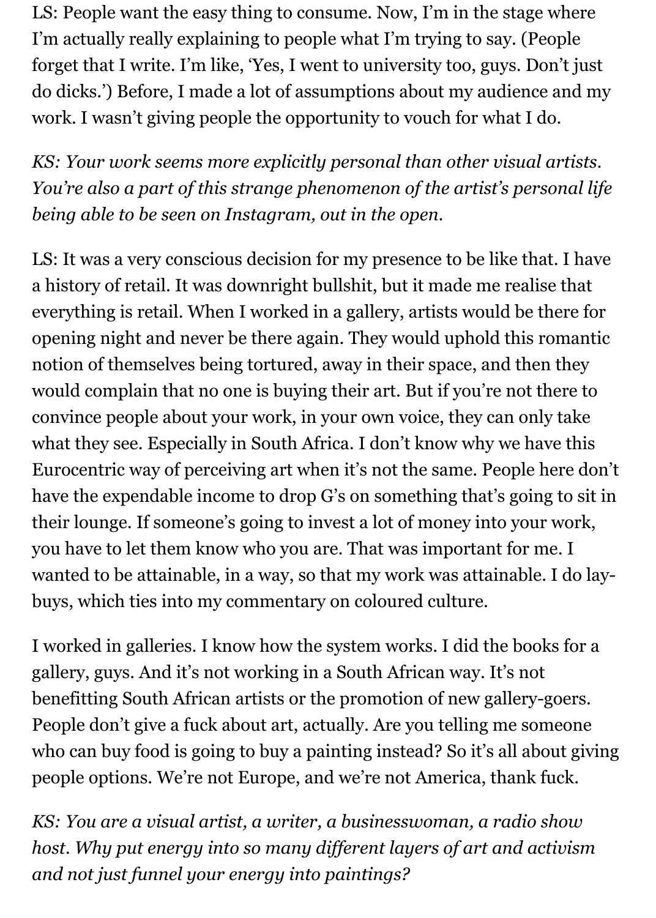LS: People want the easy thing to consume. Now, I'm in the stage where I'm actually really explaining to people what I'm trying to say. (People forget that I write. I'm like, 'Yes, I went to university too, guys. Don't just do dicks.') Before, I made a lot of assumptions about my audience and my work. I wasn't giving people the opportunity to vouch for what I do.

*KS: Your work seems more explicitly personal than other visual artists. You're also a part of this strange phenomenon of the artist's personal life being able to be seen on Instagram, out in the open.*

LS: It was a very conscious decision for my presence to be like that. I have a history of retail. It was downright bullshit, but it made me realise that everything is retail. When I worked in a gallery, artists would be there for opening night and never be there again. They would uphold this romantic notion of themselves being tortured, away in their space, and then they would complain that no one is buying their art. But if you're not there to convince people about your work, in your own voice, they can only take what they see. Especially in South Africa. I don't know why we have this Eurocentric way of perceiving art when it's not the same. People here don't have the expendable income to drop G's on something that's going to sit in their lounge. If someone's going to invest a lot of money into your work, you have to let them know who you are. That was important for me. I wanted to be attainable, in a way, so that my work was attainable. I do lay-buys, which ties into my commentary on coloured culture.

I worked in galleries. I know how the system works. I did the books for a gallery, guys. And it's not working in a South African way. It's not benefitting South African artists or the promotion of new gallery-goers. People don't give a fuck about art, actually. Are you telling me someone who can buy food is going to buy a painting instead? So it's all about giving people options. We're not Europe, and we're not America, thank fuck.

*KS: You are a visual artist, a writer, a businesswoman, a radio show host. Why put energy into so many different layers of art and activism and not just funnel your energy into paintings?*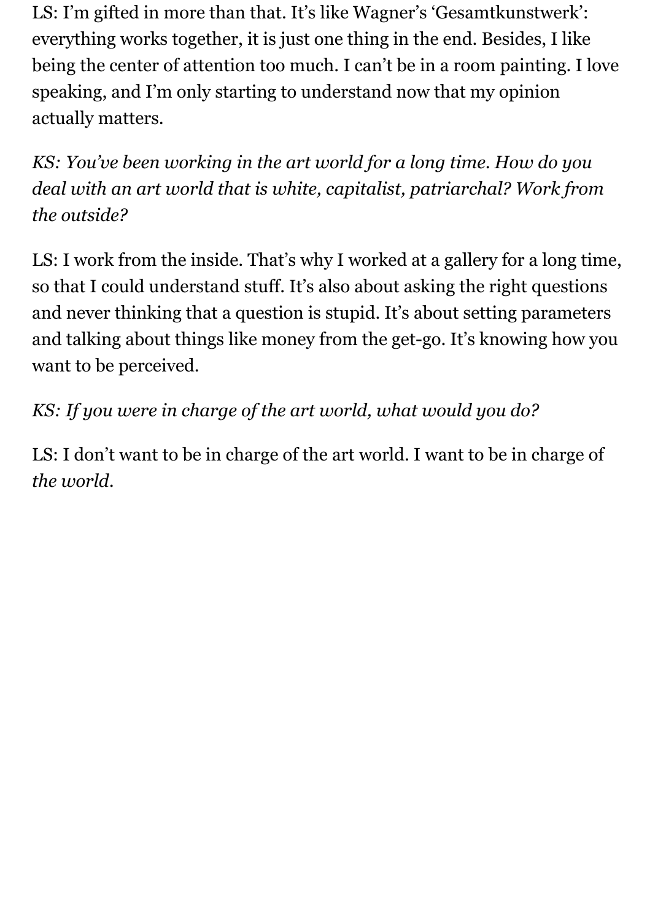LS: I'm gifted in more than that. It's like Wagner's 'Gesamtkunstwerk': everything works together, it is just one thing in the end. Besides, I like being the center of attention too much. I can't be in a room painting. I love speaking, and I'm only starting to understand now that my opinion actually matters.

*KS: You've been working in the art world for a long time. How do you deal with an art world that is white, capitalist, patriarchal? Work from the outside?*

LS: I work from the inside. That's why I worked at a gallery for a long time, so that I could understand stuff. It's also about asking the right questions and never thinking that a question is stupid. It's about setting parameters and talking about things like money from the get-go. It's knowing how you want to be perceived.

*KS: If you were in charge of the art world, what would you do?*

LS: I don't want to be in charge of the art world. I want to be in charge of *the world*.